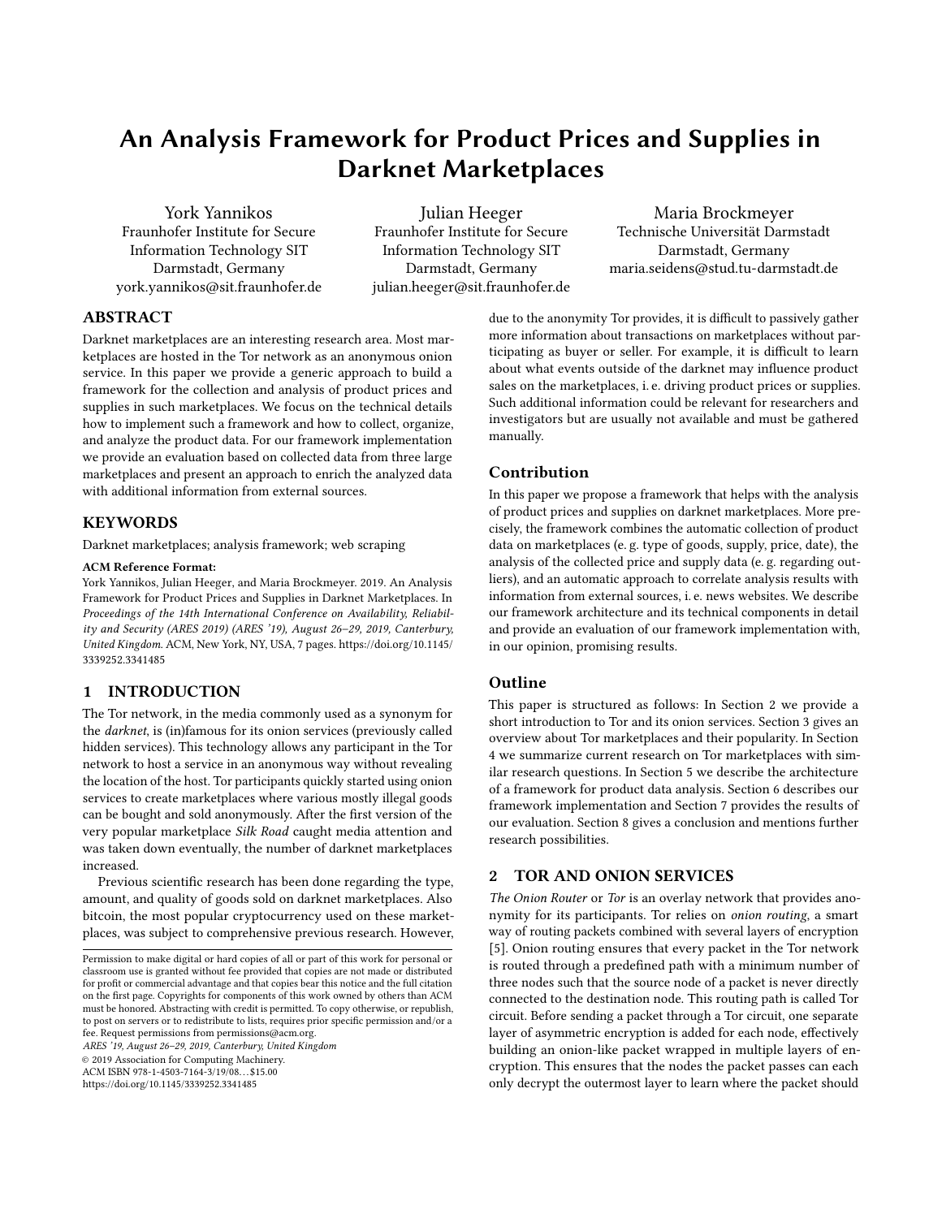# An Analysis Framework for Product Prices and Supplies in Darknet Marketplaces

York Yannikos
Fraunhofer Institute for Secure Information Technology SIT
Darmstadt, Germany
york.yannikos@sit.fraunhofer.de

Julian Heeger
Fraunhofer Institute for Secure Information Technology SIT
Darmstadt, Germany
julian.heeger@sit.fraunhofer.de

Maria Brockmeyer
Technische Universität Darmstadt
Darmstadt, Germany
maria.seidens@stud.tu-darmstadt.de

## ABSTRACT

Darknet marketplaces are an interesting research area. Most marketplaces are hosted in the Tor network as an anonymous onion service. In this paper we provide a generic approach to build a framework for the collection and analysis of product prices and supplies in such marketplaces. We focus on the technical details how to implement such a framework and how to collect, organize, and analyze the product data. For our framework implementation we provide an evaluation based on collected data from three large marketplaces and present an approach to enrich the analyzed data with additional information from external sources.

## KEYWORDS

Darknet marketplaces; analysis framework; web scraping

**ACM Reference Format:**
York Yannikos, Julian Heeger, and Maria Brockmeyer. 2019. An Analysis Framework for Product Prices and Supplies in Darknet Marketplaces. In *Proceedings of the 14th International Conference on Availability, Reliability and Security (ARES 2019) (ARES '19), August 26–29, 2019, Canterbury, United Kingdom.* ACM, New York, NY, USA, 7 pages. https://doi.org/10.1145/3339252.3341485

## 1 INTRODUCTION

The Tor network, in the media commonly used as a synonym for the *darknet*, is (in)famous for its onion services (previously called hidden services). This technology allows any participant in the Tor network to host a service in an anonymous way without revealing the location of the host. Tor participants quickly started using onion services to create marketplaces where various mostly illegal goods can be bought and sold anonymously. After the first version of the very popular marketplace *Silk Road* caught media attention and was taken down eventually, the number of darknet marketplaces increased.

Previous scientific research has been done regarding the type, amount, and quality of goods sold on darknet marketplaces. Also bitcoin, the most popular cryptocurrency used on these marketplaces, was subject to comprehensive previous research. However, due to the anonymity Tor provides, it is difficult to passively gather more information about transactions on marketplaces without participating as buyer or seller. For example, it is difficult to learn about what events outside of the darknet may influence product sales on the marketplaces, i. e. driving product prices or supplies. Such additional information could be relevant for researchers and investigators but are usually not available and must be gathered manually.

### Contribution

In this paper we propose a framework that helps with the analysis of product prices and supplies on darknet marketplaces. More precisely, the framework combines the automatic collection of product data on marketplaces (e. g. type of goods, supply, price, date), the analysis of the collected price and supply data (e. g. regarding outliers), and an automatic approach to correlate analysis results with information from external sources, i. e. news websites. We describe our framework architecture and its technical components in detail and provide an evaluation of our framework implementation with, in our opinion, promising results.

### Outline

This paper is structured as follows: In Section 2 we provide a short introduction to Tor and its onion services. Section 3 gives an overview about Tor marketplaces and their popularity. In Section 4 we summarize current research on Tor marketplaces with similar research questions. In Section 5 we describe the architecture of a framework for product data analysis. Section 6 describes our framework implementation and Section 7 provides the results of our evaluation. Section 8 gives a conclusion and mentions further research possibilities.

## 2 TOR AND ONION SERVICES

*The Onion Router* or *Tor* is an overlay network that provides anonymity for its participants. Tor relies on *onion routing*, a smart way of routing packets combined with several layers of encryption [5]. Onion routing ensures that every packet in the Tor network is routed through a predefined path with a minimum number of three nodes such that the source node of a packet is never directly connected to the destination node. This routing path is called Tor circuit. Before sending a packet through a Tor circuit, one separate layer of asymmetric encryption is added for each node, effectively building an onion-like packet wrapped in multiple layers of encryption. This ensures that the nodes the packet passes can each only decrypt the outermost layer to learn where the packet should

Permission to make digital or hard copies of all or part of this work for personal or classroom use is granted without fee provided that copies are not made or distributed for profit or commercial advantage and that copies bear this notice and the full citation on the first page. Copyrights for components of this work owned by others than ACM must be honored. Abstracting with credit is permitted. To copy otherwise, or republish, to post on servers or to redistribute to lists, requires prior specific permission and/or a fee. Request permissions from permissions@acm.org.
*ARES '19, August 26–29, 2019, Canterbury, United Kingdom*
© 2019 Association for Computing Machinery.
ACM ISBN 978-1-4503-7164-3/19/08…$15.00
https://doi.org/10.1145/3339252.3341485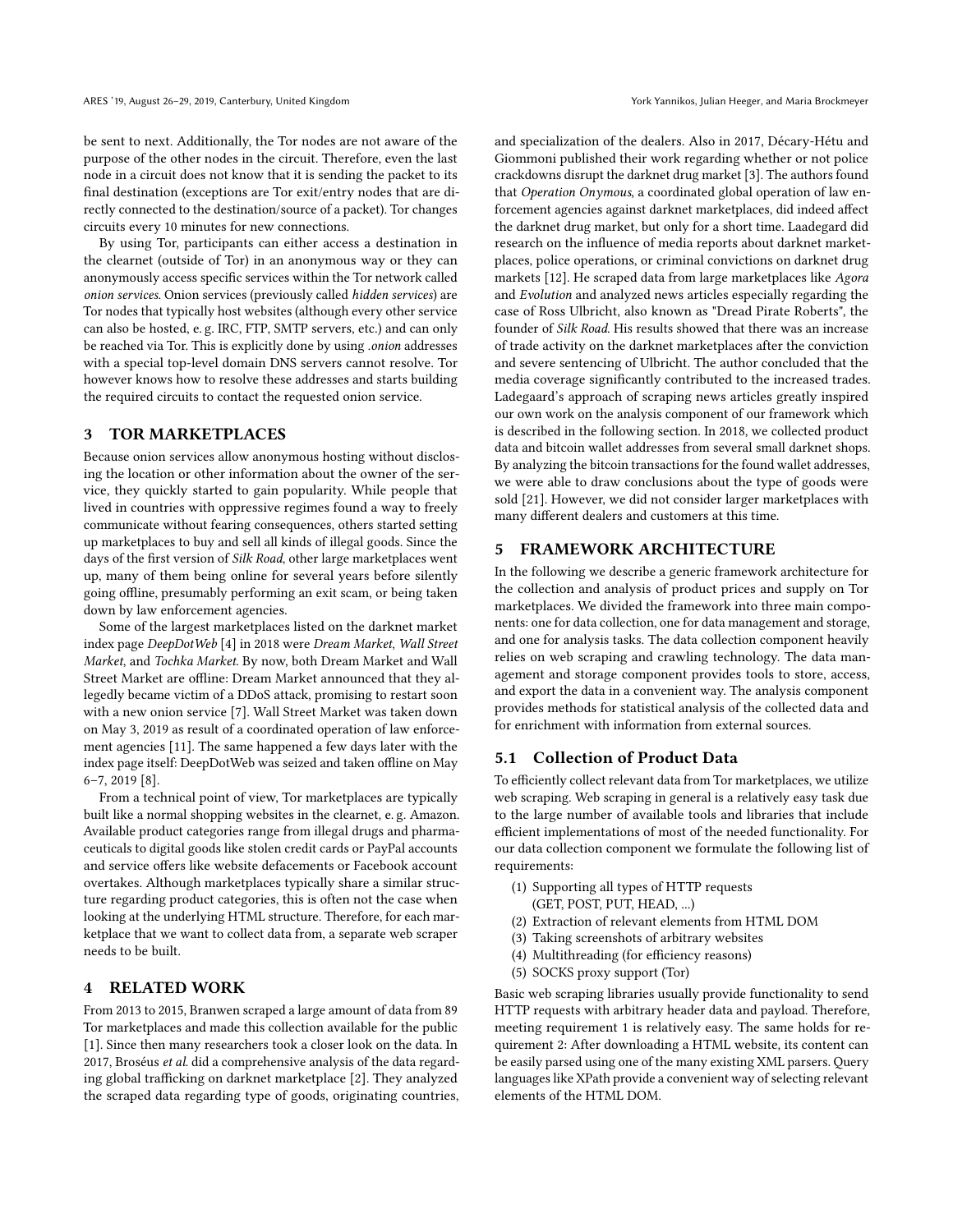be sent to next. Additionally, the Tor nodes are not aware of the purpose of the other nodes in the circuit. Therefore, even the last node in a circuit does not know that it is sending the packet to its final destination (exceptions are Tor exit/entry nodes that are directly connected to the destination/source of a packet). Tor changes circuits every 10 minutes for new connections.

By using Tor, participants can either access a destination in the clearnet (outside of Tor) in an anonymous way or they can anonymously access specific services within the Tor network called *onion services*. Onion services (previously called *hidden services*) are Tor nodes that typically host websites (although every other service can also be hosted, e. g. IRC, FTP, SMTP servers, etc.) and can only be reached via Tor. This is explicitly done by using *.onion* addresses with a special top-level domain DNS servers cannot resolve. Tor however knows how to resolve these addresses and starts building the required circuits to contact the requested onion service.

## 3 TOR MARKETPLACES

Because onion services allow anonymous hosting without disclosing the location or other information about the owner of the service, they quickly started to gain popularity. While people that lived in countries with oppressive regimes found a way to freely communicate without fearing consequences, others started setting up marketplaces to buy and sell all kinds of illegal goods. Since the days of the first version of *Silk Road*, other large marketplaces went up, many of them being online for several years before silently going offline, presumably performing an exit scam, or being taken down by law enforcement agencies.

Some of the largest marketplaces listed on the darknet market index page *DeepDotWeb* [4] in 2018 were *Dream Market*, *Wall Street Market*, and *Tochka Market*. By now, both Dream Market and Wall Street Market are offline: Dream Market announced that they allegedly became victim of a DDoS attack, promising to restart soon with a new onion service [7]. Wall Street Market was taken down on May 3, 2019 as result of a coordinated operation of law enforcement agencies [11]. The same happened a few days later with the index page itself: DeepDotWeb was seized and taken offline on May 6–7, 2019 [8].

From a technical point of view, Tor marketplaces are typically built like a normal shopping websites in the clearnet, e. g. Amazon. Available product categories range from illegal drugs and pharmaceuticals to digital goods like stolen credit cards or PayPal accounts and service offers like website defacements or Facebook account overtakes. Although marketplaces typically share a similar structure regarding product categories, this is often not the case when looking at the underlying HTML structure. Therefore, for each marketplace that we want to collect data from, a separate web scraper needs to be built.

## 4 RELATED WORK

From 2013 to 2015, Branwen scraped a large amount of data from 89 Tor marketplaces and made this collection available for the public [1]. Since then many researchers took a closer look on the data. In 2017, Broséus *et al.* did a comprehensive analysis of the data regarding global trafficking on darknet marketplace [2]. They analyzed the scraped data regarding type of goods, originating countries, and specialization of the dealers. Also in 2017, Décary-Hétu and Giommoni published their work regarding whether or not police crackdowns disrupt the darknet drug market [3]. The authors found that *Operation Onymous*, a coordinated global operation of law enforcement agencies against darknet marketplaces, did indeed affect the darknet drug market, but only for a short time. Laadegard did research on the influence of media reports about darknet marketplaces, police operations, or criminal convictions on darknet drug markets [12]. He scraped data from large marketplaces like *Agora* and *Evolution* and analyzed news articles especially regarding the case of Ross Ulbricht, also known as "Dread Pirate Roberts", the founder of *Silk Road*. His results showed that there was an increase of trade activity on the darknet marketplaces after the conviction and severe sentencing of Ulbricht. The author concluded that the media coverage significantly contributed to the increased trades. Ladegaard's approach of scraping news articles greatly inspired our own work on the analysis component of our framework which is described in the following section. In 2018, we collected product data and bitcoin wallet addresses from several small darknet shops. By analyzing the bitcoin transactions for the found wallet addresses, we were able to draw conclusions about the type of goods were sold [21]. However, we did not consider larger marketplaces with many different dealers and customers at this time.

## 5 FRAMEWORK ARCHITECTURE

In the following we describe a generic framework architecture for the collection and analysis of product prices and supply on Tor marketplaces. We divided the framework into three main components: one for data collection, one for data management and storage, and one for analysis tasks. The data collection component heavily relies on web scraping and crawling technology. The data management and storage component provides tools to store, access, and export the data in a convenient way. The analysis component provides methods for statistical analysis of the collected data and for enrichment with information from external sources.

### 5.1 Collection of Product Data

To efficiently collect relevant data from Tor marketplaces, we utilize web scraping. Web scraping in general is a relatively easy task due to the large number of available tools and libraries that include efficient implementations of most of the needed functionality. For our data collection component we formulate the following list of requirements:

1. Supporting all types of HTTP requests (GET, POST, PUT, HEAD, ...)
2. Extraction of relevant elements from HTML DOM
3. Taking screenshots of arbitrary websites
4. Multithreading (for efficiency reasons)
5. SOCKS proxy support (Tor)

Basic web scraping libraries usually provide functionality to send HTTP requests with arbitrary header data and payload. Therefore, meeting requirement 1 is relatively easy. The same holds for requirement 2: After downloading a HTML website, its content can be easily parsed using one of the many existing XML parsers. Query languages like XPath provide a convenient way of selecting relevant elements of the HTML DOM.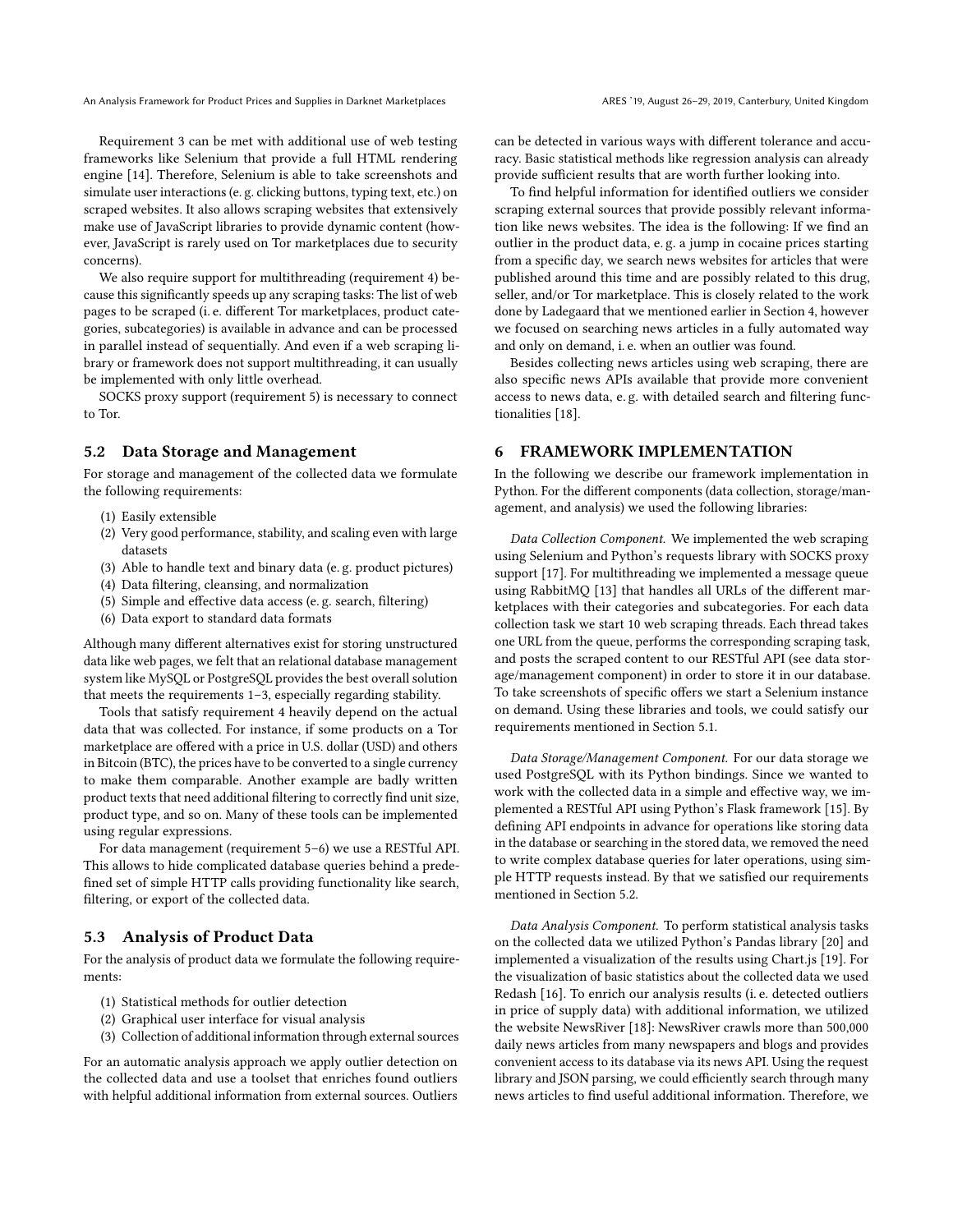Requirement 3 can be met with additional use of web testing frameworks like Selenium that provide a full HTML rendering engine [14]. Therefore, Selenium is able to take screenshots and simulate user interactions (e. g. clicking buttons, typing text, etc.) on scraped websites. It also allows scraping websites that extensively make use of JavaScript libraries to provide dynamic content (however, JavaScript is rarely used on Tor marketplaces due to security concerns).

We also require support for multithreading (requirement 4) because this significantly speeds up any scraping tasks: The list of web pages to be scraped (i. e. different Tor marketplaces, product categories, subcategories) is available in advance and can be processed in parallel instead of sequentially. And even if a web scraping library or framework does not support multithreading, it can usually be implemented with only little overhead.

SOCKS proxy support (requirement 5) is necessary to connect to Tor.

## 5.2 Data Storage and Management

For storage and management of the collected data we formulate the following requirements:

1. Easily extensible
2. Very good performance, stability, and scaling even with large datasets
3. Able to handle text and binary data (e. g. product pictures)
4. Data filtering, cleansing, and normalization
5. Simple and effective data access (e. g. search, filtering)
6. Data export to standard data formats

Although many different alternatives exist for storing unstructured data like web pages, we felt that an relational database management system like MySQL or PostgreSQL provides the best overall solution that meets the requirements 1–3, especially regarding stability.

Tools that satisfy requirement 4 heavily depend on the actual data that was collected. For instance, if some products on a Tor marketplace are offered with a price in U.S. dollar (USD) and others in Bitcoin (BTC), the prices have to be converted to a single currency to make them comparable. Another example are badly written product texts that need additional filtering to correctly find unit size, product type, and so on. Many of these tools can be implemented using regular expressions.

For data management (requirement 5–6) we use a RESTful API. This allows to hide complicated database queries behind a predefined set of simple HTTP calls providing functionality like search, filtering, or export of the collected data.

## 5.3 Analysis of Product Data

For the analysis of product data we formulate the following requirements:

1. Statistical methods for outlier detection
2. Graphical user interface for visual analysis
3. Collection of additional information through external sources

For an automatic analysis approach we apply outlier detection on the collected data and use a toolset that enriches found outliers with helpful additional information from external sources. Outliers can be detected in various ways with different tolerance and accuracy. Basic statistical methods like regression analysis can already provide sufficient results that are worth further looking into.

To find helpful information for identified outliers we consider scraping external sources that provide possibly relevant information like news websites. The idea is the following: If we find an outlier in the product data, e. g. a jump in cocaine prices starting from a specific day, we search news websites for articles that were published around this time and are possibly related to this drug, seller, and/or Tor marketplace. This is closely related to the work done by Ladegaard that we mentioned earlier in Section 4, however we focused on searching news articles in a fully automated way and only on demand, i. e. when an outlier was found.

Besides collecting news articles using web scraping, there are also specific news APIs available that provide more convenient access to news data, e. g. with detailed search and filtering functionalities [18].

# 6 FRAMEWORK IMPLEMENTATION

In the following we describe our framework implementation in Python. For the different components (data collection, storage/management, and analysis) we used the following libraries:

*Data Collection Component.* We implemented the web scraping using Selenium and Python's requests library with SOCKS proxy support [17]. For multithreading we implemented a message queue using RabbitMQ [13] that handles all URLs of the different marketplaces with their categories and subcategories. For each data collection task we start 10 web scraping threads. Each thread takes one URL from the queue, performs the corresponding scraping task, and posts the scraped content to our RESTful API (see data storage/management component) in order to store it in our database. To take screenshots of specific offers we start a Selenium instance on demand. Using these libraries and tools, we could satisfy our requirements mentioned in Section 5.1.

*Data Storage/Management Component.* For our data storage we used PostgreSQL with its Python bindings. Since we wanted to work with the collected data in a simple and effective way, we implemented a RESTful API using Python's Flask framework [15]. By defining API endpoints in advance for operations like storing data in the database or searching in the stored data, we removed the need to write complex database queries for later operations, using simple HTTP requests instead. By that we satisfied our requirements mentioned in Section 5.2.

*Data Analysis Component.* To perform statistical analysis tasks on the collected data we utilized Python's Pandas library [20] and implemented a visualization of the results using Chart.js [19]. For the visualization of basic statistics about the collected data we used Redash [16]. To enrich our analysis results (i. e. detected outliers in price of supply data) with additional information, we utilized the website NewsRiver [18]: NewsRiver crawls more than 500,000 daily news articles from many newspapers and blogs and provides convenient access to its database via its news API. Using the request library and JSON parsing, we could efficiently search through many news articles to find useful additional information. Therefore, we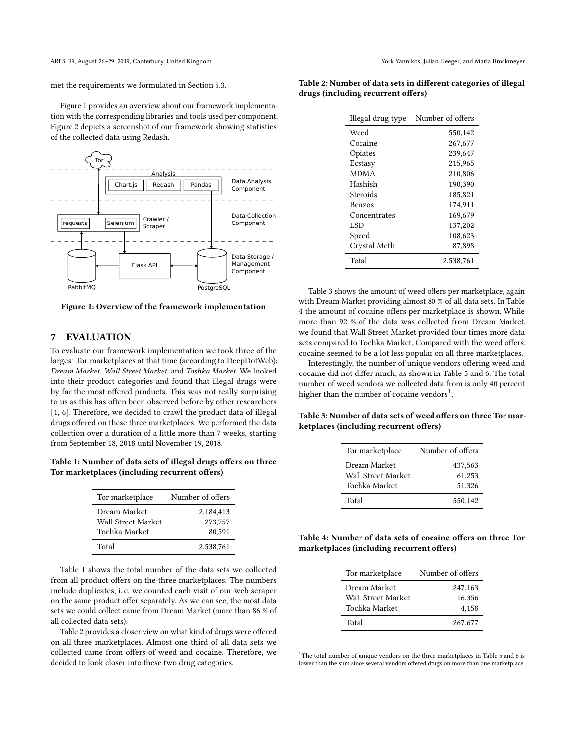met the requirements we formulated in Section 5.3.

Figure 1 provides an overview about our framework implementation with the corresponding libraries and tools used per component. Figure 2 depicts a screenshot of our framework showing statistics of the collected data using Redash.

**Figure 1: Overview of the framework implementation**

## 7 EVALUATION

To evaluate our framework implementation we took three of the largest Tor marketplaces at that time (according to DeepDotWeb): *Dream Market*, *Wall Street Market*, and *Toshka Market*. We looked into their product categories and found that illegal drugs were by far the most offered products. This was not really surprising to us as this has often been observed before by other researchers [1, 6]. Therefore, we decided to crawl the product data of illegal drugs offered on these three marketplaces. We performed the data collection over a duration of a little more than 7 weeks, starting from September 18, 2018 until November 19, 2018.

**Table 1: Number of data sets of illegal drugs offers on three Tor marketplaces (including recurrent offers)**

| Tor marketplace | Number of offers |
|---|---|
| Dream Market | 2,184,413 |
| Wall Street Market | 273,757 |
| Tochka Market | 80,591 |
| Total | 2,538,761 |

Table 1 shows the total number of the data sets we collected from all product offers on the three marketplaces. The numbers include duplicates, i. e. we counted each visit of our web scraper on the same product offer separately. As we can see, the most data sets we could collect came from Dream Market (more than 86 % of all collected data sets).

Table 2 provides a closer view on what kind of drugs were offered on all three marketplaces. Almost one third of all data sets we collected came from offers of weed and cocaine. Therefore, we decided to look closer into these two drug categories.

**Table 2: Number of data sets in different categories of illegal drugs (including recurrent offers)**

| Illegal drug type | Number of offers |
|---|---|
| Weed | 550,142 |
| Cocaine | 267,677 |
| Opiates | 239,647 |
| Ecstasy | 215,965 |
| MDMA | 210,806 |
| Hashish | 190,390 |
| Steroids | 185,821 |
| Benzos | 174,911 |
| Concentrates | 169,679 |
| LSD | 137,202 |
| Speed | 108,623 |
| Crystal Meth | 87,898 |
| Total | 2,538,761 |

Table 3 shows the amount of weed offers per marketplace, again with Dream Market providing almost 80 % of all data sets. In Table 4 the amount of cocaine offers per marketplace is shown. While more than 92 % of the data was collected from Dream Market, we found that Wall Street Market provided four times more data sets compared to Tochka Market. Compared with the weed offers, cocaine seemed to be a lot less popular on all three marketplaces.

Interestingly, the number of unique vendors offering weed and cocaine did not differ much, as shown in Table 5 and 6: The total number of weed vendors we collected data from is only 40 percent higher than the number of cocaine vendors[1].

**Table 3: Number of data sets of weed offers on three Tor marketplaces (including recurrent offers)**

| Tor marketplace | Number of offers |
|---|---|
| Dream Market | 437,563 |
| Wall Street Market | 61,253 |
| Tochka Market | 51,326 |
| Total | 550,142 |

**Table 4: Number of data sets of cocaine offers on three Tor marketplaces (including recurrent offers)**

| Tor marketplace | Number of offers |
|---|---|
| Dream Market | 247,163 |
| Wall Street Market | 16,356 |
| Tochka Market | 4,158 |
| Total | 267,677 |

[1] The total number of unique vendors on the three marketplaces in Table 5 and 6 is lower than the sum since several vendors offered drugs on more than one marketplace.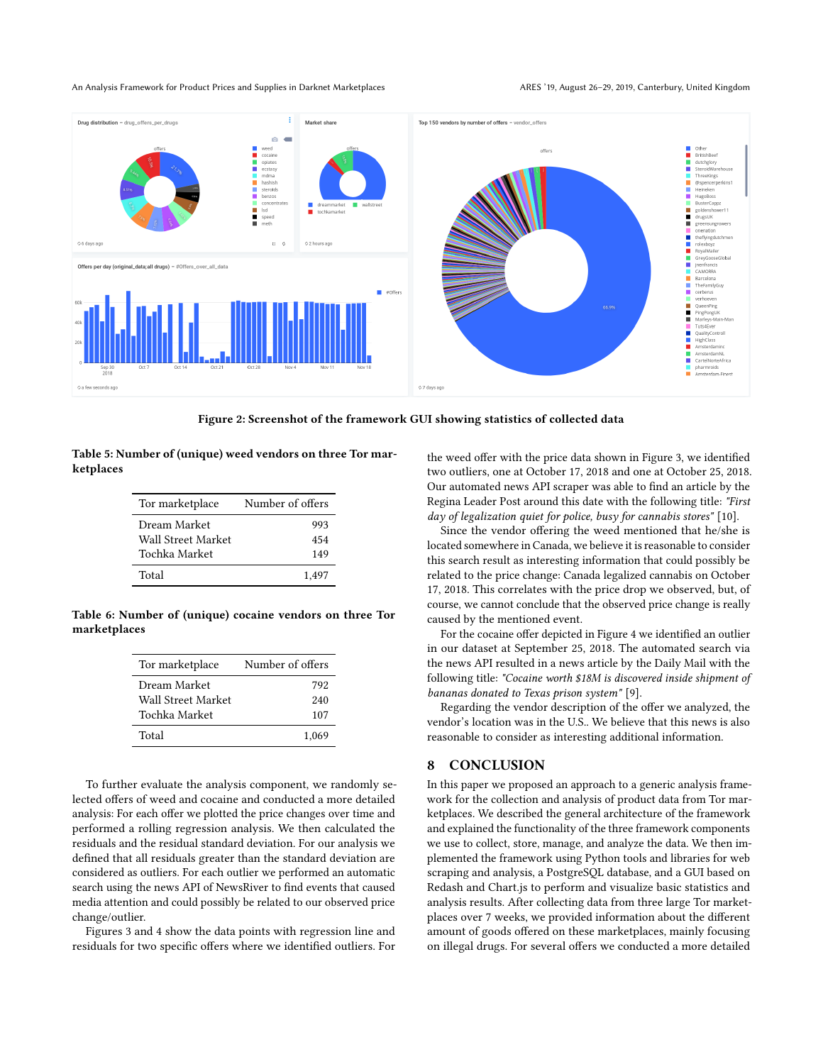Figure 2: Screenshot of the framework GUI showing statistics of collected data

**Table 5: Number of (unique) weed vendors on three Tor marketplaces**

| Tor marketplace | Number of offers |
|---|---|
| Dream Market | 993 |
| Wall Street Market | 454 |
| Tochka Market | 149 |
| Total | 1,497 |

**Table 6: Number of (unique) cocaine vendors on three Tor marketplaces**

| Tor marketplace | Number of offers |
|---|---|
| Dream Market | 792 |
| Wall Street Market | 240 |
| Tochka Market | 107 |
| Total | 1,069 |

To further evaluate the analysis component, we randomly selected offers of weed and cocaine and conducted a more detailed analysis: For each offer we plotted the price changes over time and performed a rolling regression analysis. We then calculated the residuals and the residual standard deviation. For our analysis we defined that all residuals greater than the standard deviation are considered as outliers. For each outlier we performed an automatic search using the news API of NewsRiver to find events that caused media attention and could possibly be related to our observed price change/outlier.

Figures 3 and 4 show the data points with regression line and residuals for two specific offers where we identified outliers. For the weed offer with the price data shown in Figure 3, we identified two outliers, one at October 17, 2018 and one at October 25, 2018. Our automated news API scraper was able to find an article by the Regina Leader Post around this date with the following title: *"First day of legalization quiet for police, busy for cannabis stores"* [10].

Since the vendor offering the weed mentioned that he/she is located somewhere in Canada, we believe it is reasonable to consider this search result as interesting information that could possibly be related to the price change: Canada legalized cannabis on October 17, 2018. This correlates with the price drop we observed, but, of course, we cannot conclude that the observed price change is really caused by the mentioned event.

For the cocaine offer depicted in Figure 4 we identified an outlier in our dataset at September 25, 2018. The automated search via the news API resulted in a news article by the Daily Mail with the following title: *"Cocaine worth $18M is discovered inside shipment of bananas donated to Texas prison system"* [9].

Regarding the vendor description of the offer we analyzed, the vendor's location was in the U.S.. We believe that this news is also reasonable to consider as interesting additional information.

## 8 CONCLUSION

In this paper we proposed an approach to a generic analysis framework for the collection and analysis of product data from Tor marketplaces. We described the general architecture of the framework and explained the functionality of the three framework components we use to collect, store, manage, and analyze the data. We then implemented the framework using Python tools and libraries for web scraping and analysis, a PostgreSQL database, and a GUI based on Redash and Chart.js to perform and visualize basic statistics and analysis results. After collecting data from three large Tor marketplaces over 7 weeks, we provided information about the different amount of goods offered on these marketplaces, mainly focusing on illegal drugs. For several offers we conducted a more detailed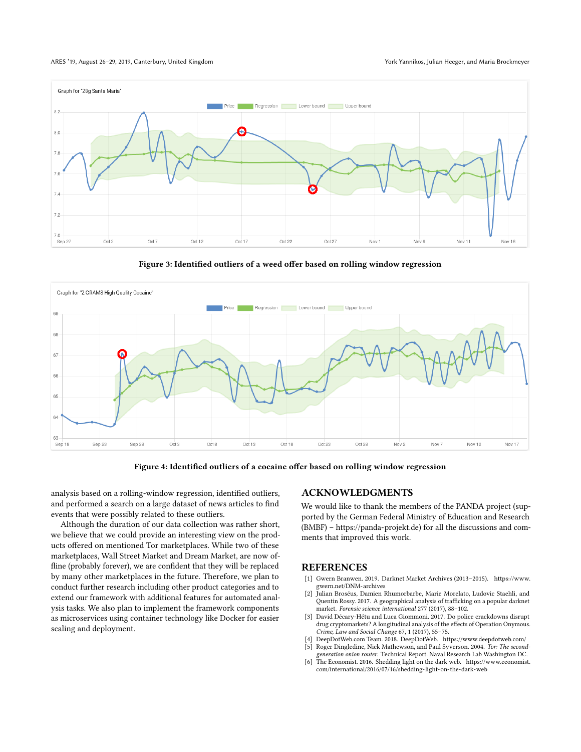Figure 3: Identified outliers of a weed offer based on rolling window regression

Figure 4: Identified outliers of a cocaine offer based on rolling window regression

analysis based on a rolling-window regression, identified outliers, and performed a search on a large dataset of news articles to find events that were possibly related to these outliers.

Although the duration of our data collection was rather short, we believe that we could provide an interesting view on the products offered on mentioned Tor marketplaces. While two of these marketplaces, Wall Street Market and Dream Market, are now offline (probably forever), we are confident that they will be replaced by many other marketplaces in the future. Therefore, we plan to conduct further research including other product categories and to extend our framework with additional features for automated analysis tasks. We also plan to implement the framework components as microservices using container technology like Docker for easier scaling and deployment.

## ACKNOWLEDGMENTS

We would like to thank the members of the PANDA project (supported by the German Federal Ministry of Education and Research (BMBF) – https://panda-projekt.de) for all the discussions and comments that improved this work.

## REFERENCES

[1] Gwern Branwen. 2019. Darknet Market Archives (2013–2015). https://www.gwern.net/DNM-archives
[2] Julian Broséus, Damien Rhumorbarbe, Marie Morelato, Ludovic Staehli, and Quentin Rossy. 2017. A geographical analysis of trafficking on a popular darknet market. *Forensic science international* 277 (2017), 88–102.
[3] David Décary-Hétu and Luca Giommoni. 2017. Do police crackdowns disrupt drug cryptomarkets? A longitudinal analysis of the effects of Operation Onymous. *Crime, Law and Social Change* 67, 1 (2017), 55–75.
[4] DeepDotWeb.com Team. 2018. DeepDotWeb. https://www.deepdotweb.com/
[5] Roger Dingledine, Nick Mathewson, and Paul Syverson. 2004. *Tor: The second-generation onion router.* Technical Report. Naval Research Lab Washington DC.
[6] The Economist. 2016. Shedding light on the dark web. https://www.economist.com/international/2016/07/16/shedding-light-on-the-dark-web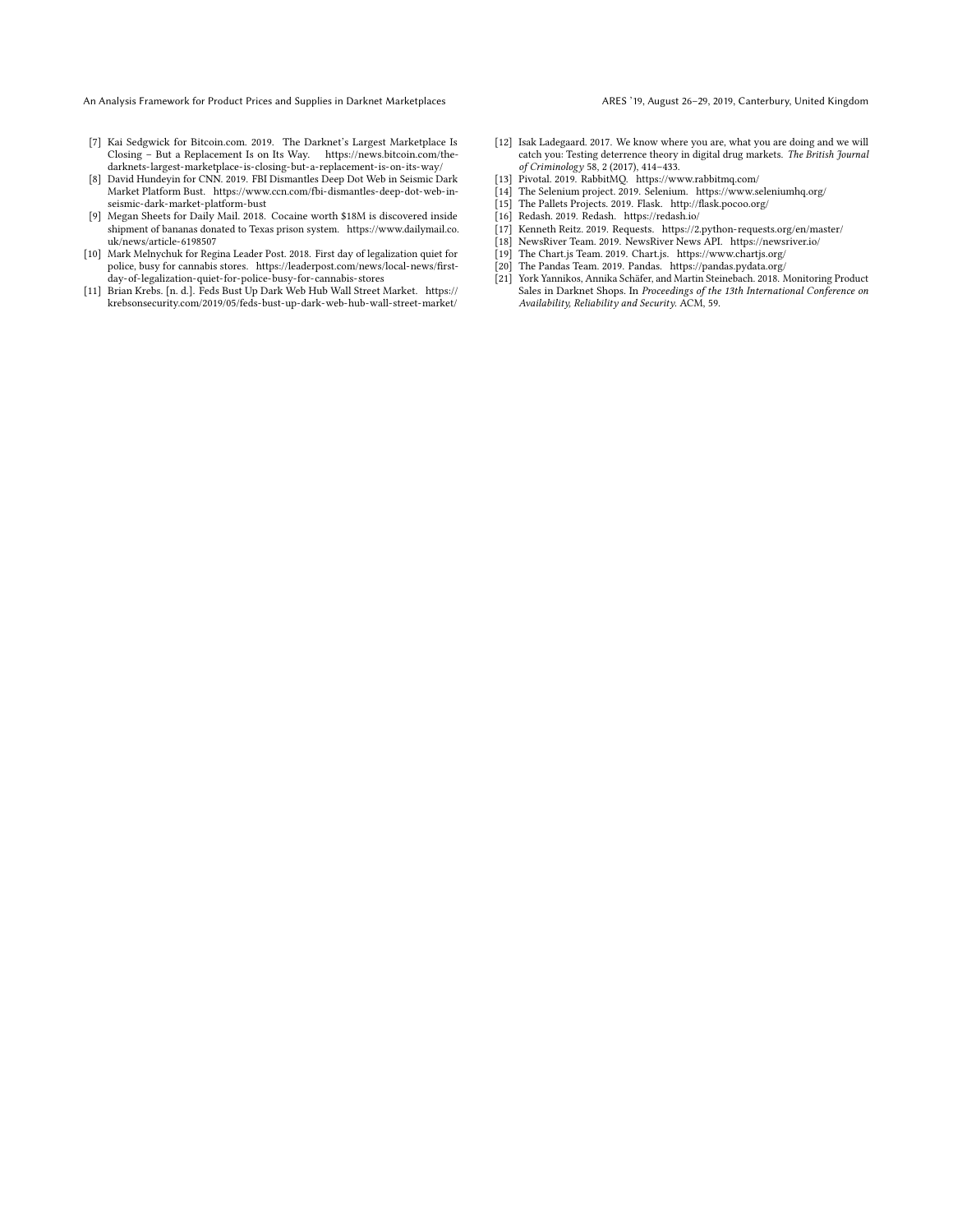[7] Kai Sedgwick for Bitcoin.com. 2019. The Darknet's Largest Marketplace Is Closing – But a Replacement Is on Its Way. https://news.bitcoin.com/the-darknets-largest-marketplace-is-closing-but-a-replacement-is-on-its-way/

[8] David Hundeyin for CNN. 2019. FBI Dismantles Deep Dot Web in Seismic Dark Market Platform Bust. https://www.ccn.com/fbi-dismantles-deep-dot-web-in-seismic-dark-market-platform-bust

[9] Megan Sheets for Daily Mail. 2018. Cocaine worth $18M is discovered inside shipment of bananas donated to Texas prison system. https://www.dailymail.co.uk/news/article-6198507

[10] Mark Melnychuk for Regina Leader Post. 2018. First day of legalization quiet for police, busy for cannabis stores. https://leaderpost.com/news/local-news/first-day-of-legalization-quiet-for-police-busy-for-cannabis-stores

[11] Brian Krebs. [n. d.]. Feds Bust Up Dark Web Hub Wall Street Market. https://krebsonsecurity.com/2019/05/feds-bust-up-dark-web-hub-wall-street-market/

[12] Isak Ladegaard. 2017. We know where you are, what you are doing and we will catch you: Testing deterrence theory in digital drug markets. *The British Journal of Criminology* 58, 2 (2017), 414–433.

[13] Pivotal. 2019. RabbitMQ. https://www.rabbitmq.com/

[14] The Selenium project. 2019. Selenium. https://www.seleniumhq.org/

[15] The Pallets Projects. 2019. Flask. http://flask.pocoo.org/

[16] Redash. 2019. Redash. https://redash.io/

[17] Kenneth Reitz. 2019. Requests. https://2.python-requests.org/en/master/

[18] NewsRiver Team. 2019. NewsRiver News API. https://newsriver.io/

[19] The Chart.js Team. 2019. Chart.js. https://www.chartjs.org/

[20] The Pandas Team. 2019. Pandas. https://pandas.pydata.org/

[21] York Yannikos, Annika Schäfer, and Martin Steinebach. 2018. Monitoring Product Sales in Darknet Shops. In *Proceedings of the 13th International Conference on Availability, Reliability and Security*. ACM, 59.